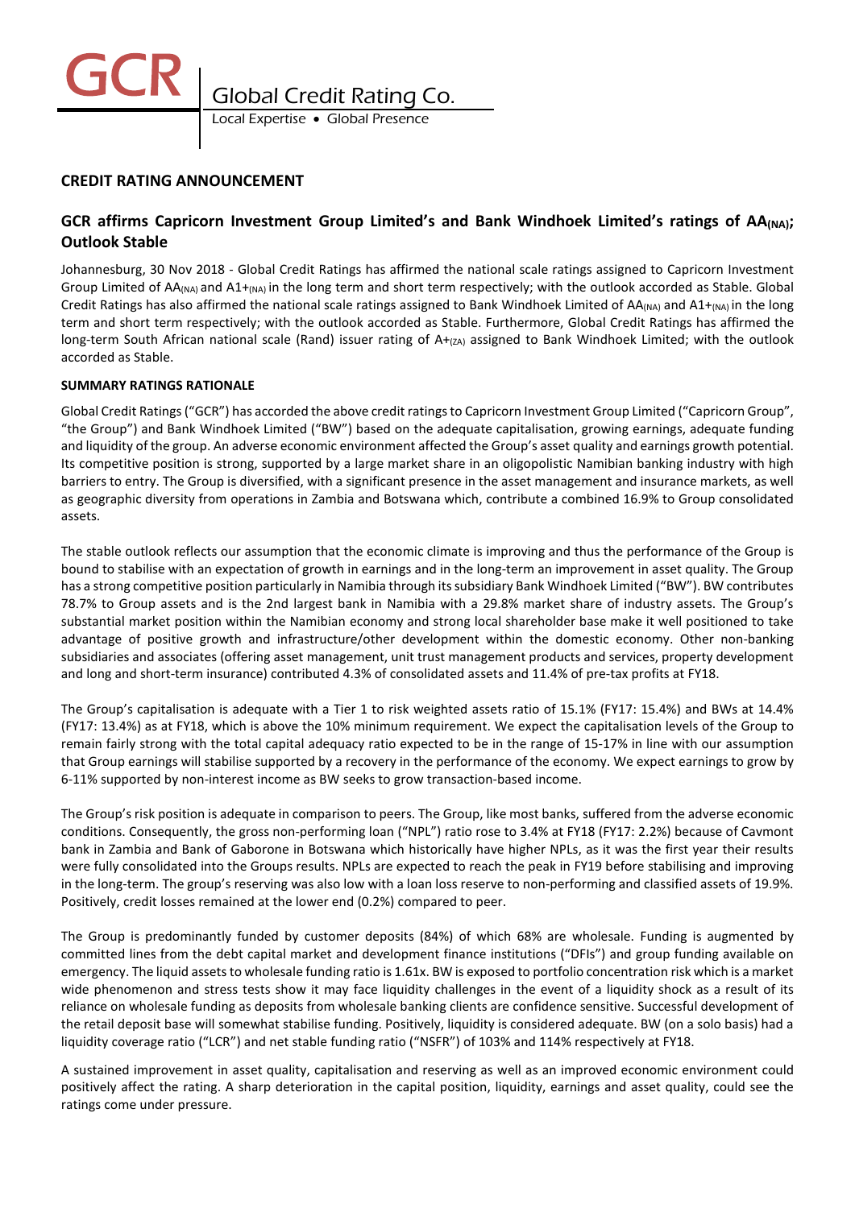GCR | Global Credit Rating Co.
Local Expertise • Global Presence

## CREDIT RATING ANNOUNCEMENT

## GCR affirms Capricorn Investment Group Limited's and Bank Windhoek Limited's ratings of $AA_{(NA)}$; Outlook Stable

Johannesburg, 30 Nov 2018 - Global Credit Ratings has affirmed the national scale ratings assigned to Capricorn Investment Group Limited of $AA_{(NA)}$ and $A1+_{(NA)}$ in the long term and short term respectively; with the outlook accorded as Stable. Global Credit Ratings has also affirmed the national scale ratings assigned to Bank Windhoek Limited of $AA_{(NA)}$ and $A1+_{(NA)}$ in the long term and short term respectively; with the outlook accorded as Stable. Furthermore, Global Credit Ratings has affirmed the long-term South African national scale (Rand) issuer rating of $A+_{(ZA)}$ assigned to Bank Windhoek Limited; with the outlook accorded as Stable.

**SUMMARY RATINGS RATIONALE**

Global Credit Ratings ("GCR") has accorded the above credit ratings to Capricorn Investment Group Limited ("Capricorn Group", "the Group") and Bank Windhoek Limited ("BW") based on the adequate capitalisation, growing earnings, adequate funding and liquidity of the group. An adverse economic environment affected the Group's asset quality and earnings growth potential. Its competitive position is strong, supported by a large market share in an oligopolistic Namibian banking industry with high barriers to entry. The Group is diversified, with a significant presence in the asset management and insurance markets, as well as geographic diversity from operations in Zambia and Botswana which, contribute a combined 16.9% to Group consolidated assets.

The stable outlook reflects our assumption that the economic climate is improving and thus the performance of the Group is bound to stabilise with an expectation of growth in earnings and in the long-term an improvement in asset quality. The Group has a strong competitive position particularly in Namibia through its subsidiary Bank Windhoek Limited ("BW"). BW contributes 78.7% to Group assets and is the 2nd largest bank in Namibia with a 29.8% market share of industry assets. The Group's substantial market position within the Namibian economy and strong local shareholder base make it well positioned to take advantage of positive growth and infrastructure/other development within the domestic economy. Other non-banking subsidiaries and associates (offering asset management, unit trust management products and services, property development and long and short-term insurance) contributed 4.3% of consolidated assets and 11.4% of pre-tax profits at FY18.

The Group's capitalisation is adequate with a Tier 1 to risk weighted assets ratio of 15.1% (FY17: 15.4%) and BWs at 14.4% (FY17: 13.4%) as at FY18, which is above the 10% minimum requirement. We expect the capitalisation levels of the Group to remain fairly strong with the total capital adequacy ratio expected to be in the range of 15-17% in line with our assumption that Group earnings will stabilise supported by a recovery in the performance of the economy. We expect earnings to grow by 6-11% supported by non-interest income as BW seeks to grow transaction-based income.

The Group's risk position is adequate in comparison to peers. The Group, like most banks, suffered from the adverse economic conditions. Consequently, the gross non-performing loan ("NPL") ratio rose to 3.4% at FY18 (FY17: 2.2%) because of Cavmont bank in Zambia and Bank of Gaborone in Botswana which historically have higher NPLs, as it was the first year their results were fully consolidated into the Groups results. NPLs are expected to reach the peak in FY19 before stabilising and improving in the long-term. The group's reserving was also low with a loan loss reserve to non-performing and classified assets of 19.9%. Positively, credit losses remained at the lower end (0.2%) compared to peer.

The Group is predominantly funded by customer deposits (84%) of which 68% are wholesale. Funding is augmented by committed lines from the debt capital market and development finance institutions ("DFIs") and group funding available on emergency. The liquid assets to wholesale funding ratio is 1.61x. BW is exposed to portfolio concentration risk which is a market wide phenomenon and stress tests show it may face liquidity challenges in the event of a liquidity shock as a result of its reliance on wholesale funding as deposits from wholesale banking clients are confidence sensitive. Successful development of the retail deposit base will somewhat stabilise funding. Positively, liquidity is considered adequate. BW (on a solo basis) had a liquidity coverage ratio ("LCR") and net stable funding ratio ("NSFR") of 103% and 114% respectively at FY18.

A sustained improvement in asset quality, capitalisation and reserving as well as an improved economic environment could positively affect the rating. A sharp deterioration in the capital position, liquidity, earnings and asset quality, could see the ratings come under pressure.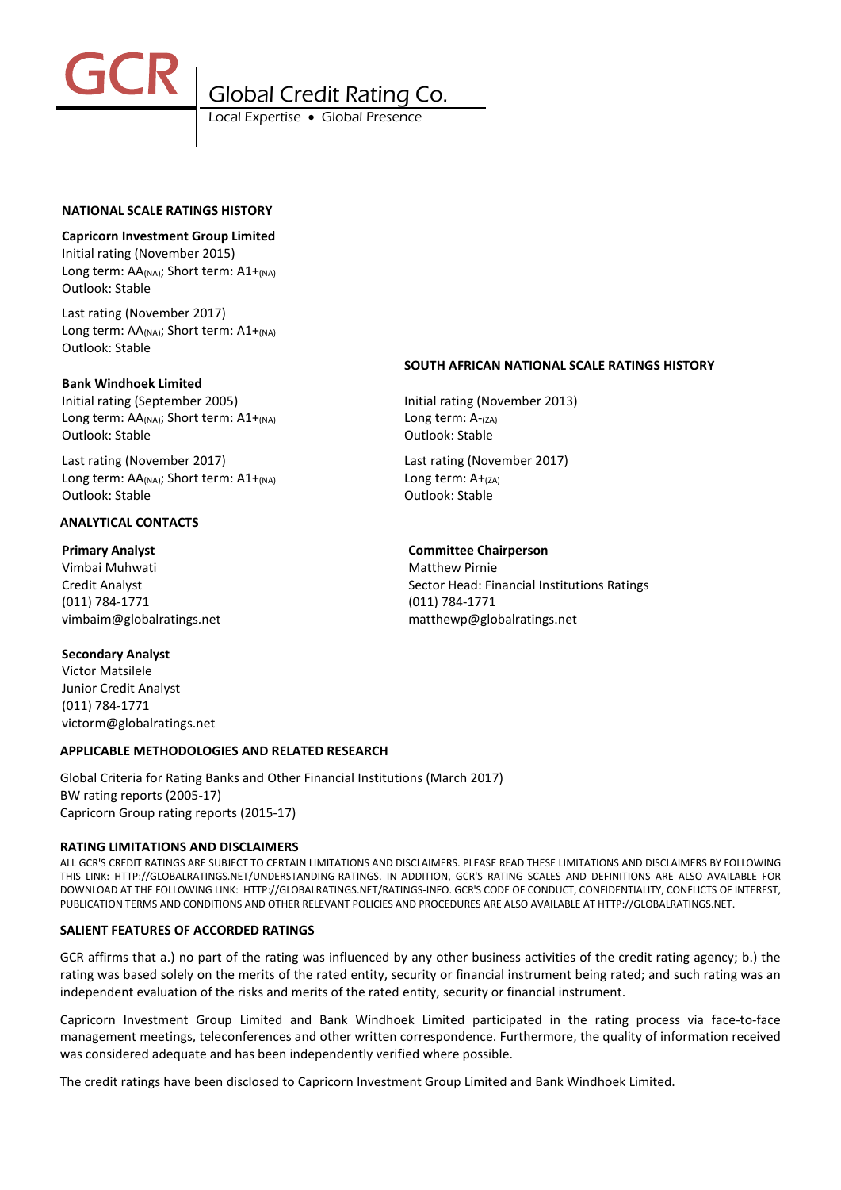## NATIONAL SCALE RATINGS HISTORY

**Capricorn Investment Group Limited**

Initial rating (November 2015)
Long term: $AA_{(NA)}$; Short term: $A1+_{(NA)}$
Outlook: Stable

Last rating (November 2017)
Long term: $AA_{(NA)}$; Short term: $A1+_{(NA)}$
Outlook: Stable

**Bank Windhoek Limited**

Initial rating (September 2005)
Long term: $AA_{(NA)}$; Short term: $A1+_{(NA)}$
Outlook: Stable

Last rating (November 2017)
Long term: $AA_{(NA)}$; Short term: $A1+_{(NA)}$
Outlook: Stable

## SOUTH AFRICAN NATIONAL SCALE RATINGS HISTORY

Initial rating (November 2013)
Long term: $A-_{(ZA)}$
Outlook: Stable

Last rating (November 2017)
Long term: $A+_{(ZA)}$
Outlook: Stable

## ANALYTICAL CONTACTS

**Primary Analyst**
Vimbai Muhwati
Credit Analyst
(011) 784-1771
vimbaim@globalratings.net

**Committee Chairperson**
Matthew Pirnie
Sector Head: Financial Institutions Ratings
(011) 784-1771
matthewp@globalratings.net

**Secondary Analyst**
Victor Matsilele
Junior Credit Analyst
(011) 784-1771
victorm@globalratings.net

## APPLICABLE METHODOLOGIES AND RELATED RESEARCH

Global Criteria for Rating Banks and Other Financial Institutions (March 2017)
BW rating reports (2005-17)
Capricorn Group rating reports (2015-17)

## RATING LIMITATIONS AND DISCLAIMERS

ALL GCR'S CREDIT RATINGS ARE SUBJECT TO CERTAIN LIMITATIONS AND DISCLAIMERS. PLEASE READ THESE LIMITATIONS AND DISCLAIMERS BY FOLLOWING THIS LINK: HTTP://GLOBALRATINGS.NET/UNDERSTANDING-RATINGS. IN ADDITION, GCR'S RATING SCALES AND DEFINITIONS ARE ALSO AVAILABLE FOR DOWNLOAD AT THE FOLLOWING LINK: HTTP://GLOBALRATINGS.NET/RATINGS-INFO. GCR'S CODE OF CONDUCT, CONFIDENTIALITY, CONFLICTS OF INTEREST, PUBLICATION TERMS AND CONDITIONS AND OTHER RELEVANT POLICIES AND PROCEDURES ARE ALSO AVAILABLE AT HTTP://GLOBALRATINGS.NET.

## SALIENT FEATURES OF ACCORDED RATINGS

GCR affirms that a.) no part of the rating was influenced by any other business activities of the credit rating agency; b.) the rating was based solely on the merits of the rated entity, security or financial instrument being rated; and such rating was an independent evaluation of the risks and merits of the rated entity, security or financial instrument.

Capricorn Investment Group Limited and Bank Windhoek Limited participated in the rating process via face-to-face management meetings, teleconferences and other written correspondence. Furthermore, the quality of information received was considered adequate and has been independently verified where possible.

The credit ratings have been disclosed to Capricorn Investment Group Limited and Bank Windhoek Limited.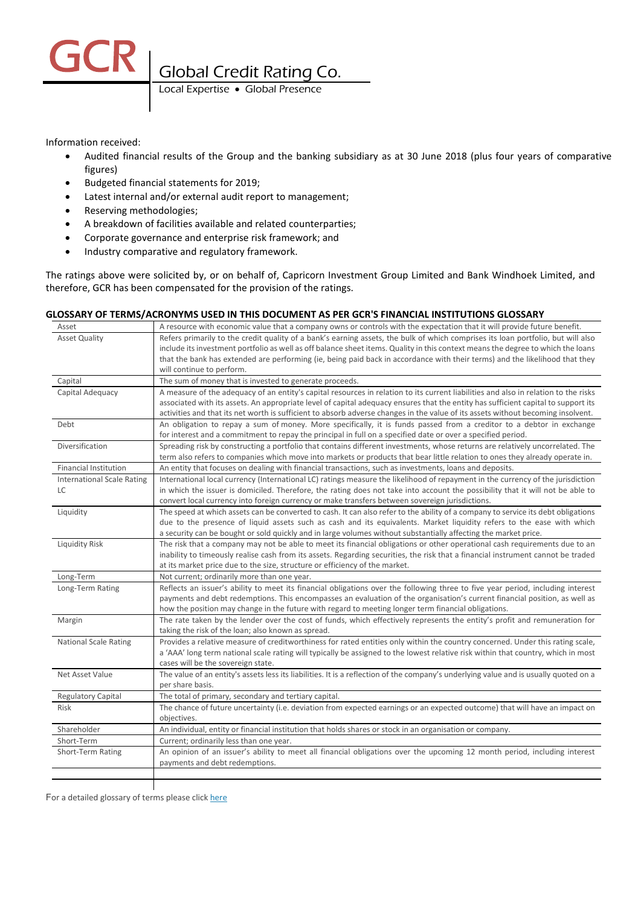Information received:

- Audited financial results of the Group and the banking subsidiary as at 30 June 2018 (plus four years of comparative figures)
- Budgeted financial statements for 2019;
- Latest internal and/or external audit report to management;
- Reserving methodologies;
- A breakdown of facilities available and related counterparties;
- Corporate governance and enterprise risk framework; and
- Industry comparative and regulatory framework.

The ratings above were solicited by, or on behalf of, Capricorn Investment Group Limited and Bank Windhoek Limited, and therefore, GCR has been compensated for the provision of the ratings.

**GLOSSARY OF TERMS/ACRONYMS USED IN THIS DOCUMENT AS PER GCR'S FINANCIAL INSTITUTIONS GLOSSARY**

| Term | Definition |
|---|---|
| Asset | A resource with economic value that a company owns or controls with the expectation that it will provide future benefit. |
| Asset Quality | Refers primarily to the credit quality of a bank's earning assets, the bulk of which comprises its loan portfolio, but will also include its investment portfolio as well as off balance sheet items. Quality in this context means the degree to which the loans that the bank has extended are performing (ie, being paid back in accordance with their terms) and the likelihood that they will continue to perform. |
| Capital | The sum of money that is invested to generate proceeds. |
| Capital Adequacy | A measure of the adequacy of an entity's capital resources in relation to its current liabilities and also in relation to the risks associated with its assets. An appropriate level of capital adequacy ensures that the entity has sufficient capital to support its activities and that its net worth is sufficient to absorb adverse changes in the value of its assets without becoming insolvent. |
| Debt | An obligation to repay a sum of money. More specifically, it is funds passed from a creditor to a debtor in exchange for interest and a commitment to repay the principal in full on a specified date or over a specified period. |
| Diversification | Spreading risk by constructing a portfolio that contains different investments, whose returns are relatively uncorrelated. The term also refers to companies which move into markets or products that bear little relation to ones they already operate in. |
| Financial Institution | An entity that focuses on dealing with financial transactions, such as investments, loans and deposits. |
| International Scale Rating LC | International local currency (International LC) ratings measure the likelihood of repayment in the currency of the jurisdiction in which the issuer is domiciled. Therefore, the rating does not take into account the possibility that it will not be able to convert local currency into foreign currency or make transfers between sovereign jurisdictions. |
| Liquidity | The speed at which assets can be converted to cash. It can also refer to the ability of a company to service its debt obligations due to the presence of liquid assets such as cash and its equivalents. Market liquidity refers to the ease with which a security can be bought or sold quickly and in large volumes without substantially affecting the market price. |
| Liquidity Risk | The risk that a company may not be able to meet its financial obligations or other operational cash requirements due to an inability to timeously realise cash from its assets. Regarding securities, the risk that a financial instrument cannot be traded at its market price due to the size, structure or efficiency of the market. |
| Long-Term | Not current; ordinarily more than one year. |
| Long-Term Rating | Reflects an issuer's ability to meet its financial obligations over the following three to five year period, including interest payments and debt redemptions. This encompasses an evaluation of the organisation's current financial position, as well as how the position may change in the future with regard to meeting longer term financial obligations. |
| Margin | The rate taken by the lender over the cost of funds, which effectively represents the entity's profit and remuneration for taking the risk of the loan; also known as spread. |
| National Scale Rating | Provides a relative measure of creditworthiness for rated entities only within the country concerned. Under this rating scale, a 'AAA' long term national scale rating will typically be assigned to the lowest relative risk within that country, which in most cases will be the sovereign state. |
| Net Asset Value | The value of an entity's assets less its liabilities. It is a reflection of the company's underlying value and is usually quoted on a per share basis. |
| Regulatory Capital | The total of primary, secondary and tertiary capital. |
| Risk | The chance of future uncertainty (i.e. deviation from expected earnings or an expected outcome) that will have an impact on objectives. |
| Shareholder | An individual, entity or financial institution that holds shares or stock in an organisation or company. |
| Short-Term | Current; ordinarily less than one year. |
| Short-Term Rating | An opinion of an issuer's ability to meet all financial obligations over the upcoming 12 month period, including interest payments and debt redemptions. |

For a detailed glossary of terms please click here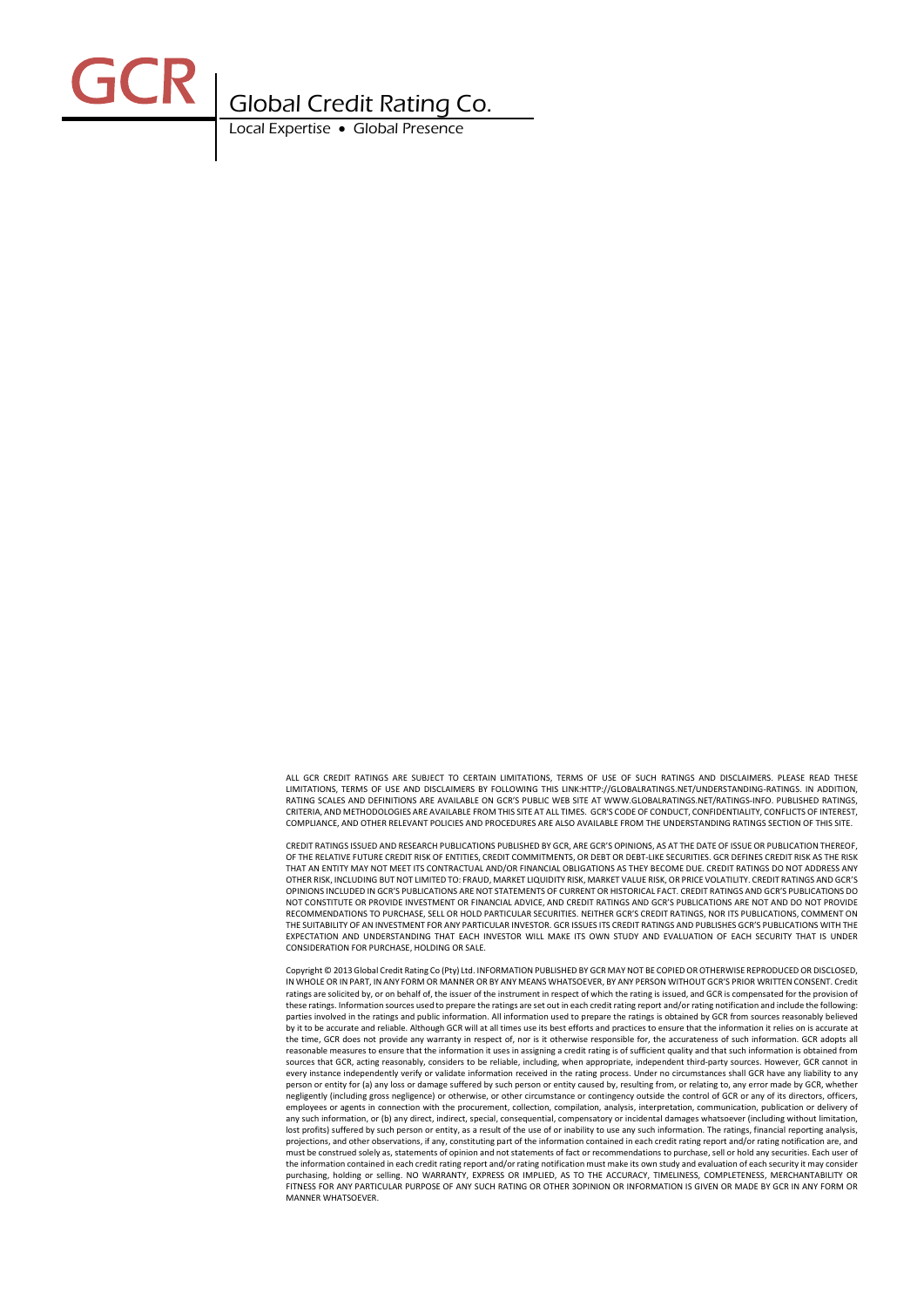GCR

Global Credit Rating Co.

Local Expertise • Global Presence

ALL GCR CREDIT RATINGS ARE SUBJECT TO CERTAIN LIMITATIONS, TERMS OF USE OF SUCH RATINGS AND DISCLAIMERS. PLEASE READ THESE LIMITATIONS, TERMS OF USE AND DISCLAIMERS BY FOLLOWING THIS LINK:HTTP://GLOBALRATINGS.NET/UNDERSTANDING-RATINGS. IN ADDITION, RATING SCALES AND DEFINITIONS ARE AVAILABLE ON GCR'S PUBLIC WEB SITE AT WWW.GLOBALRATINGS.NET/RATINGS-INFO. PUBLISHED RATINGS, CRITERIA, AND METHODOLOGIES ARE AVAILABLE FROM THIS SITE AT ALL TIMES. GCR'S CODE OF CONDUCT, CONFIDENTIALITY, CONFLICTS OF INTEREST, COMPLIANCE, AND OTHER RELEVANT POLICIES AND PROCEDURES ARE ALSO AVAILABLE FROM THE UNDERSTANDING RATINGS SECTION OF THIS SITE.

CREDIT RATINGS ISSUED AND RESEARCH PUBLICATIONS PUBLISHED BY GCR, ARE GCR'S OPINIONS, AS AT THE DATE OF ISSUE OR PUBLICATION THEREOF, OF THE RELATIVE FUTURE CREDIT RISK OF ENTITIES, CREDIT COMMITMENTS, OR DEBT OR DEBT-LIKE SECURITIES. GCR DEFINES CREDIT RISK AS THE RISK THAT AN ENTITY MAY NOT MEET ITS CONTRACTUAL AND/OR FINANCIAL OBLIGATIONS AS THEY BECOME DUE. CREDIT RATINGS DO NOT ADDRESS ANY OTHER RISK, INCLUDING BUT NOT LIMITED TO: FRAUD, MARKET LIQUIDITY RISK, MARKET VALUE RISK, OR PRICE VOLATILITY. CREDIT RATINGS AND GCR'S OPINIONS INCLUDED IN GCR'S PUBLICATIONS ARE NOT STATEMENTS OF CURRENT OR HISTORICAL FACT. CREDIT RATINGS AND GCR'S PUBLICATIONS DO NOT CONSTITUTE OR PROVIDE INVESTMENT OR FINANCIAL ADVICE, AND CREDIT RATINGS AND GCR'S PUBLICATIONS ARE NOT AND DO NOT PROVIDE RECOMMENDATIONS TO PURCHASE, SELL OR HOLD PARTICULAR SECURITIES. NEITHER GCR'S CREDIT RATINGS, NOR ITS PUBLICATIONS, COMMENT ON THE SUITABILITY OF AN INVESTMENT FOR ANY PARTICULAR INVESTOR. GCR ISSUES ITS CREDIT RATINGS AND PUBLISHES GCR'S PUBLICATIONS WITH THE EXPECTATION AND UNDERSTANDING THAT EACH INVESTOR WILL MAKE ITS OWN STUDY AND EVALUATION OF EACH SECURITY THAT IS UNDER CONSIDERATION FOR PURCHASE, HOLDING OR SALE.

Copyright © 2013 Global Credit Rating Co (Pty) Ltd. INFORMATION PUBLISHED BY GCR MAY NOT BE COPIED OR OTHERWISE REPRODUCED OR DISCLOSED, IN WHOLE OR IN PART, IN ANY FORM OR MANNER OR BY ANY MEANS WHATSOEVER, BY ANY PERSON WITHOUT GCR'S PRIOR WRITTEN CONSENT. Credit ratings are solicited by, or on behalf of, the issuer of the instrument in respect of which the rating is issued, and GCR is compensated for the provision of these ratings. Information sources used to prepare the ratings are set out in each credit rating report and/or rating notification and include the following: parties involved in the ratings and public information. All information used to prepare the ratings is obtained by GCR from sources reasonably believed by it to be accurate and reliable. Although GCR will at all times use its best efforts and practices to ensure that the information it relies on is accurate at the time, GCR does not provide any warranty in respect of, nor is it otherwise responsible for, the accurateness of such information. GCR adopts all reasonable measures to ensure that the information it uses in assigning a credit rating is of sufficient quality and that such information is obtained from sources that GCR, acting reasonably, considers to be reliable, including, when appropriate, independent third-party sources. However, GCR cannot in every instance independently verify or validate information received in the rating process. Under no circumstances shall GCR have any liability to any person or entity for (a) any loss or damage suffered by such person or entity caused by, resulting from, or relating to, any error made by GCR, whether negligently (including gross negligence) or otherwise, or other circumstance or contingency outside the control of GCR or any of its directors, officers, employees or agents in connection with the procurement, collection, compilation, analysis, interpretation, communication, publication or delivery of any such information, or (b) any direct, indirect, special, consequential, compensatory or incidental damages whatsoever (including without limitation, lost profits) suffered by such person or entity, as a result of the use of or inability to use any such information. The ratings, financial reporting analysis, projections, and other observations, if any, constituting part of the information contained in each credit rating report and/or rating notification are, and must be construed solely as, statements of opinion and not statements of fact or recommendations to purchase, sell or hold any securities. Each user of the information contained in each credit rating report and/or rating notification must make its own study and evaluation of each security it may consider purchasing, holding or selling. NO WARRANTY, EXPRESS OR IMPLIED, AS TO THE ACCURACY, TIMELINESS, COMPLETENESS, MERCHANTABILITY OR FITNESS FOR ANY PARTICULAR PURPOSE OF ANY SUCH RATING OR OTHER 3OPINION OR INFORMATION IS GIVEN OR MADE BY GCR IN ANY FORM OR MANNER WHATSOEVER.